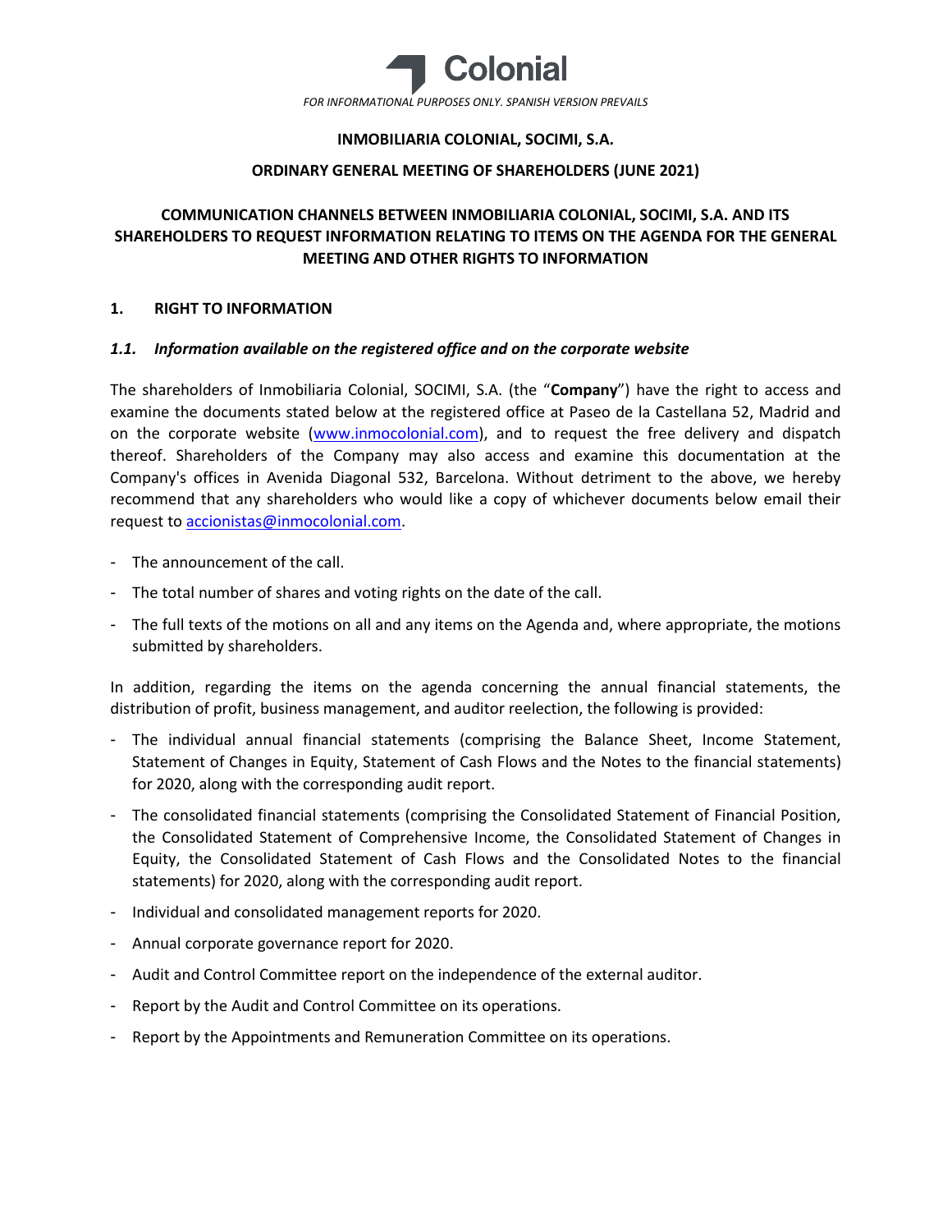Colonial

*FOR INFORMATIONAL PURPOSES ONLY. SPANISH VERSION PREVAILS*

**INMOBILIARIA COLONIAL, SOCIMI, S.A.**

**ORDINARY GENERAL MEETING OF SHAREHOLDERS (JUNE 2021)**

# COMMUNICATION CHANNELS BETWEEN INMOBILIARIA COLONIAL, SOCIMI, S.A. AND ITS SHAREHOLDERS TO REQUEST INFORMATION RELATING TO ITEMS ON THE AGENDA FOR THE GENERAL MEETING AND OTHER RIGHTS TO INFORMATION

## 1. RIGHT TO INFORMATION

### *1.1. Information available on the registered office and on the corporate website*

The shareholders of Inmobiliaria Colonial, SOCIMI, S.A. (the "**Company**") have the right to access and examine the documents stated below at the registered office at Paseo de la Castellana 52, Madrid and on the corporate website (www.inmocolonial.com), and to request the free delivery and dispatch thereof. Shareholders of the Company may also access and examine this documentation at the Company's offices in Avenida Diagonal 532, Barcelona. Without detriment to the above, we hereby recommend that any shareholders who would like a copy of whichever documents below email their request to accionistas@inmocolonial.com.

- The announcement of the call.
- The total number of shares and voting rights on the date of the call.
- The full texts of the motions on all and any items on the Agenda and, where appropriate, the motions submitted by shareholders.

In addition, regarding the items on the agenda concerning the annual financial statements, the distribution of profit, business management, and auditor reelection, the following is provided:

- The individual annual financial statements (comprising the Balance Sheet, Income Statement, Statement of Changes in Equity, Statement of Cash Flows and the Notes to the financial statements) for 2020, along with the corresponding audit report.
- The consolidated financial statements (comprising the Consolidated Statement of Financial Position, the Consolidated Statement of Comprehensive Income, the Consolidated Statement of Changes in Equity, the Consolidated Statement of Cash Flows and the Consolidated Notes to the financial statements) for 2020, along with the corresponding audit report.
- Individual and consolidated management reports for 2020.
- Annual corporate governance report for 2020.
- Audit and Control Committee report on the independence of the external auditor.
- Report by the Audit and Control Committee on its operations.
- Report by the Appointments and Remuneration Committee on its operations.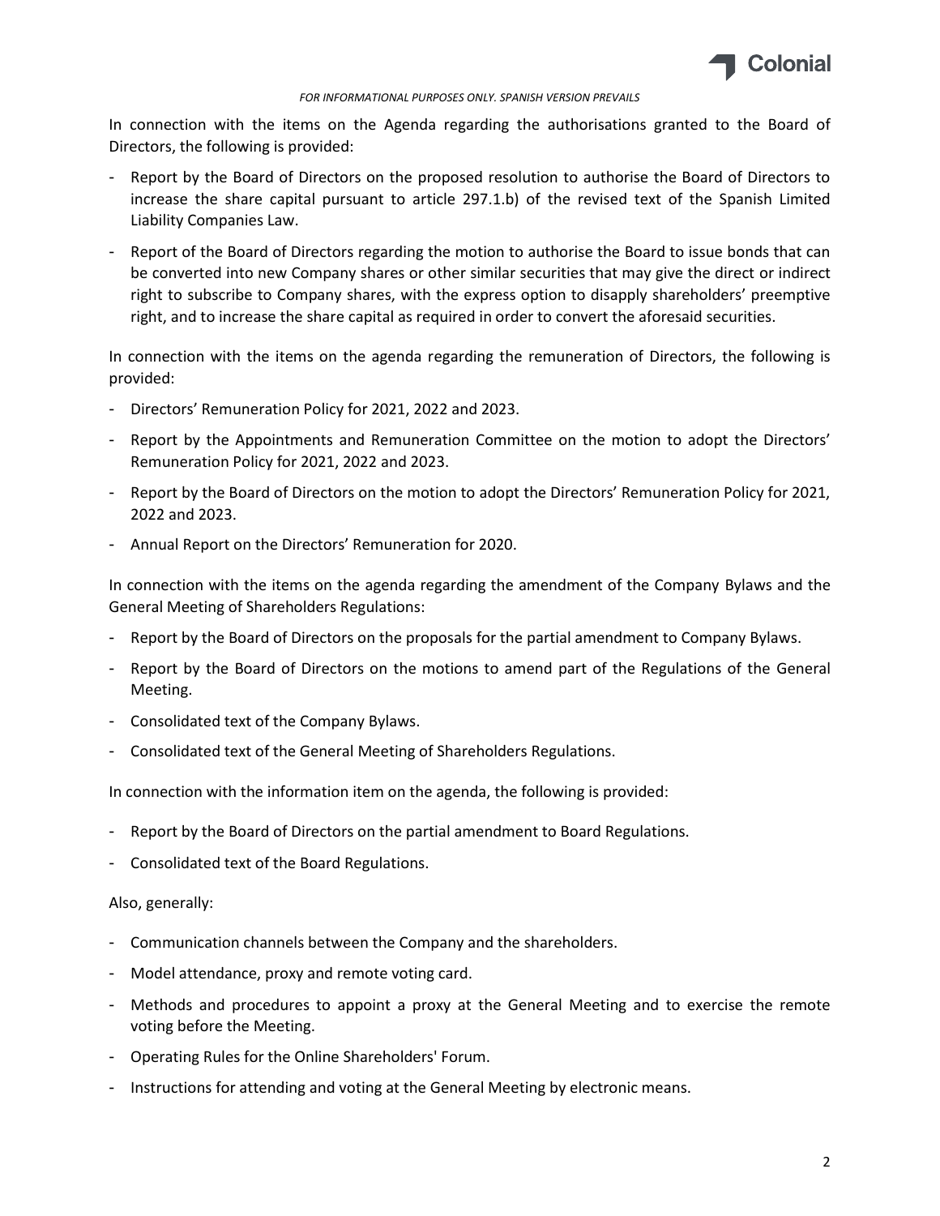In connection with the items on the Agenda regarding the authorisations granted to the Board of Directors, the following is provided:

- Report by the Board of Directors on the proposed resolution to authorise the Board of Directors to increase the share capital pursuant to article 297.1.b) of the revised text of the Spanish Limited Liability Companies Law.
- Report of the Board of Directors regarding the motion to authorise the Board to issue bonds that can be converted into new Company shares or other similar securities that may give the direct or indirect right to subscribe to Company shares, with the express option to disapply shareholders' preemptive right, and to increase the share capital as required in order to convert the aforesaid securities.

In connection with the items on the agenda regarding the remuneration of Directors, the following is provided:

- Directors' Remuneration Policy for 2021, 2022 and 2023.
- Report by the Appointments and Remuneration Committee on the motion to adopt the Directors' Remuneration Policy for 2021, 2022 and 2023.
- Report by the Board of Directors on the motion to adopt the Directors' Remuneration Policy for 2021, 2022 and 2023.
- Annual Report on the Directors' Remuneration for 2020.

In connection with the items on the agenda regarding the amendment of the Company Bylaws and the General Meeting of Shareholders Regulations:

- Report by the Board of Directors on the proposals for the partial amendment to Company Bylaws.
- Report by the Board of Directors on the motions to amend part of the Regulations of the General Meeting.
- Consolidated text of the Company Bylaws.
- Consolidated text of the General Meeting of Shareholders Regulations.

In connection with the information item on the agenda, the following is provided:

- Report by the Board of Directors on the partial amendment to Board Regulations.
- Consolidated text of the Board Regulations.

Also, generally:

- Communication channels between the Company and the shareholders.
- Model attendance, proxy and remote voting card.
- Methods and procedures to appoint a proxy at the General Meeting and to exercise the remote voting before the Meeting.
- Operating Rules for the Online Shareholders' Forum.
- Instructions for attending and voting at the General Meeting by electronic means.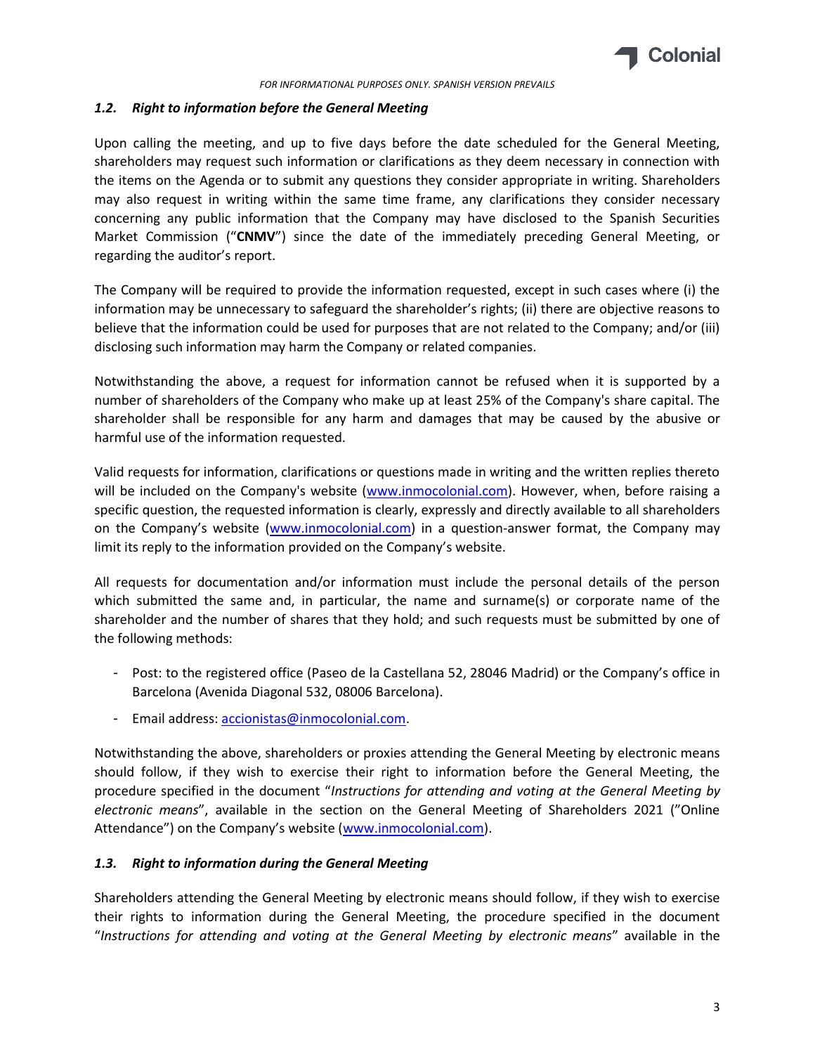### *1.2. Right to information before the General Meeting*

Upon calling the meeting, and up to five days before the date scheduled for the General Meeting, shareholders may request such information or clarifications as they deem necessary in connection with the items on the Agenda or to submit any questions they consider appropriate in writing. Shareholders may also request in writing within the same time frame, any clarifications they consider necessary concerning any public information that the Company may have disclosed to the Spanish Securities Market Commission ("**CNMV**") since the date of the immediately preceding General Meeting, or regarding the auditor's report.

The Company will be required to provide the information requested, except in such cases where (i) the information may be unnecessary to safeguard the shareholder's rights; (ii) there are objective reasons to believe that the information could be used for purposes that are not related to the Company; and/or (iii) disclosing such information may harm the Company or related companies.

Notwithstanding the above, a request for information cannot be refused when it is supported by a number of shareholders of the Company who make up at least 25% of the Company's share capital. The shareholder shall be responsible for any harm and damages that may be caused by the abusive or harmful use of the information requested.

Valid requests for information, clarifications or questions made in writing and the written replies thereto will be included on the Company's website (www.inmocolonial.com). However, when, before raising a specific question, the requested information is clearly, expressly and directly available to all shareholders on the Company's website (www.inmocolonial.com) in a question-answer format, the Company may limit its reply to the information provided on the Company's website.

All requests for documentation and/or information must include the personal details of the person which submitted the same and, in particular, the name and surname(s) or corporate name of the shareholder and the number of shares that they hold; and such requests must be submitted by one of the following methods:

- Post: to the registered office (Paseo de la Castellana 52, 28046 Madrid) or the Company's office in Barcelona (Avenida Diagonal 532, 08006 Barcelona).
- Email address: accionistas@inmocolonial.com.

Notwithstanding the above, shareholders or proxies attending the General Meeting by electronic means should follow, if they wish to exercise their right to information before the General Meeting, the procedure specified in the document "*Instructions for attending and voting at the General Meeting by electronic means*", available in the section on the General Meeting of Shareholders 2021 ("Online Attendance") on the Company's website (www.inmocolonial.com).

### *1.3. Right to information during the General Meeting*

Shareholders attending the General Meeting by electronic means should follow, if they wish to exercise their rights to information during the General Meeting, the procedure specified in the document "*Instructions for attending and voting at the General Meeting by electronic means*" available in the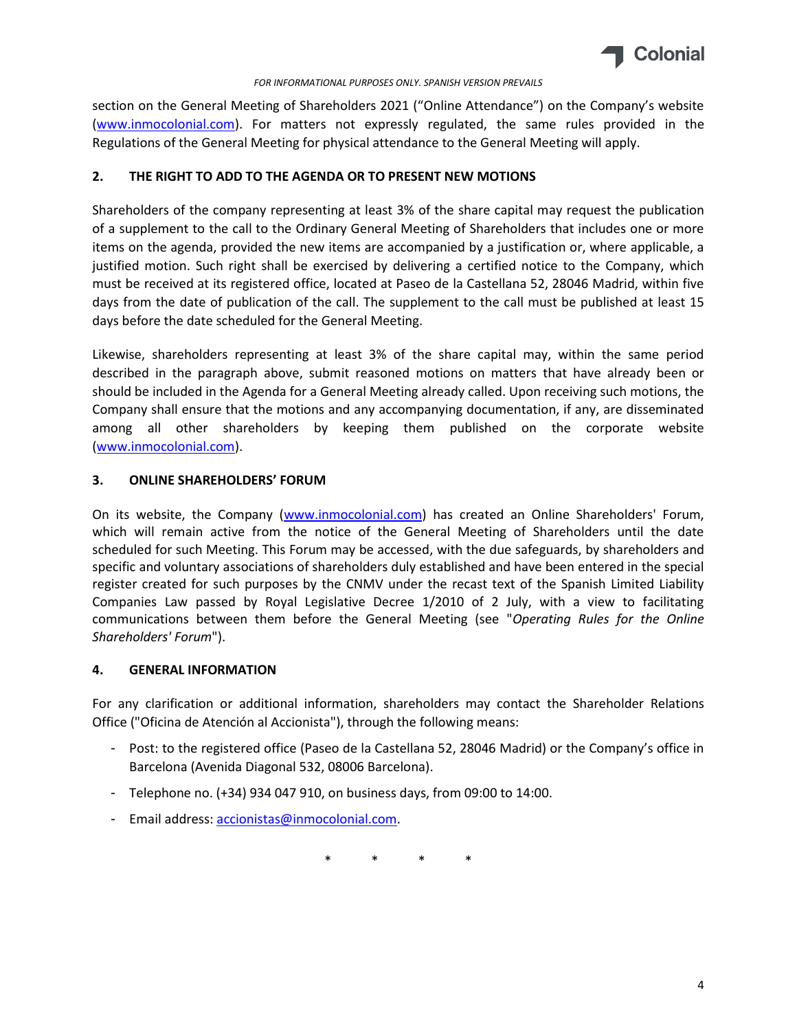section on the General Meeting of Shareholders 2021 ("Online Attendance") on the Company's website (www.inmocolonial.com). For matters not expressly regulated, the same rules provided in the Regulations of the General Meeting for physical attendance to the General Meeting will apply.

## 2. THE RIGHT TO ADD TO THE AGENDA OR TO PRESENT NEW MOTIONS

Shareholders of the company representing at least 3% of the share capital may request the publication of a supplement to the call to the Ordinary General Meeting of Shareholders that includes one or more items on the agenda, provided the new items are accompanied by a justification or, where applicable, a justified motion. Such right shall be exercised by delivering a certified notice to the Company, which must be received at its registered office, located at Paseo de la Castellana 52, 28046 Madrid, within five days from the date of publication of the call. The supplement to the call must be published at least 15 days before the date scheduled for the General Meeting.

Likewise, shareholders representing at least 3% of the share capital may, within the same period described in the paragraph above, submit reasoned motions on matters that have already been or should be included in the Agenda for a General Meeting already called. Upon receiving such motions, the Company shall ensure that the motions and any accompanying documentation, if any, are disseminated among all other shareholders by keeping them published on the corporate website (www.inmocolonial.com).

## 3. ONLINE SHAREHOLDERS' FORUM

On its website, the Company (www.inmocolonial.com) has created an Online Shareholders' Forum, which will remain active from the notice of the General Meeting of Shareholders until the date scheduled for such Meeting. This Forum may be accessed, with the due safeguards, by shareholders and specific and voluntary associations of shareholders duly established and have been entered in the special register created for such purposes by the CNMV under the recast text of the Spanish Limited Liability Companies Law passed by Royal Legislative Decree 1/2010 of 2 July, with a view to facilitating communications between them before the General Meeting (see "*Operating Rules for the Online Shareholders' Forum*").

## 4. GENERAL INFORMATION

For any clarification or additional information, shareholders may contact the Shareholder Relations Office ("Oficina de Atención al Accionista"), through the following means:

- Post: to the registered office (Paseo de la Castellana 52, 28046 Madrid) or the Company's office in Barcelona (Avenida Diagonal 532, 08006 Barcelona).
- Telephone no. (+34) 934 047 910, on business days, from 09:00 to 14:00.
- Email address: accionistas@inmocolonial.com.

\* \* \* \*